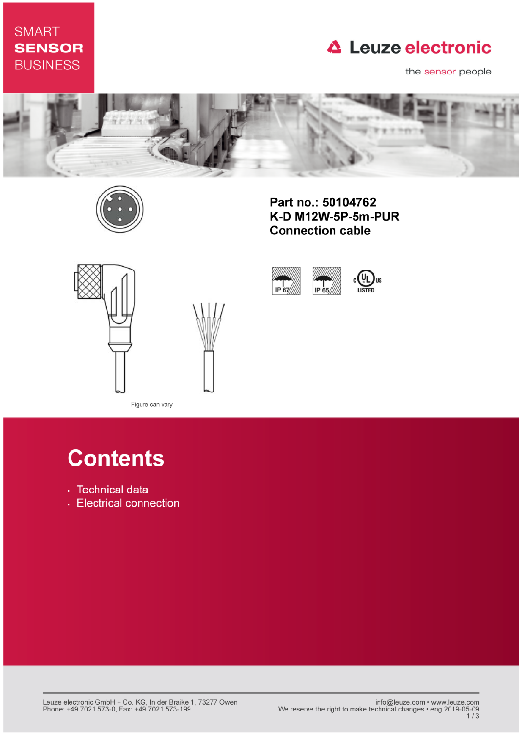SMART **SENSOR** BUSINESS

Leuze electronic

the sensor people

**Part no.: 50104762**
**K-D M12W-5P-5m-PUR**
**Connection cable**

IP 67 IP 65 c UL us LISTED

Figure can vary

# Contents

- Technical data
- Electrical connection

Leuze electronic GmbH + Co. KG, In der Braike 1, 73277 Owen
Phone: +49 7021 573-0, Fax: +49 7021 573-199

info@leuze.com • www.leuze.com
We reserve the right to make technical changes • eng 2019-05-09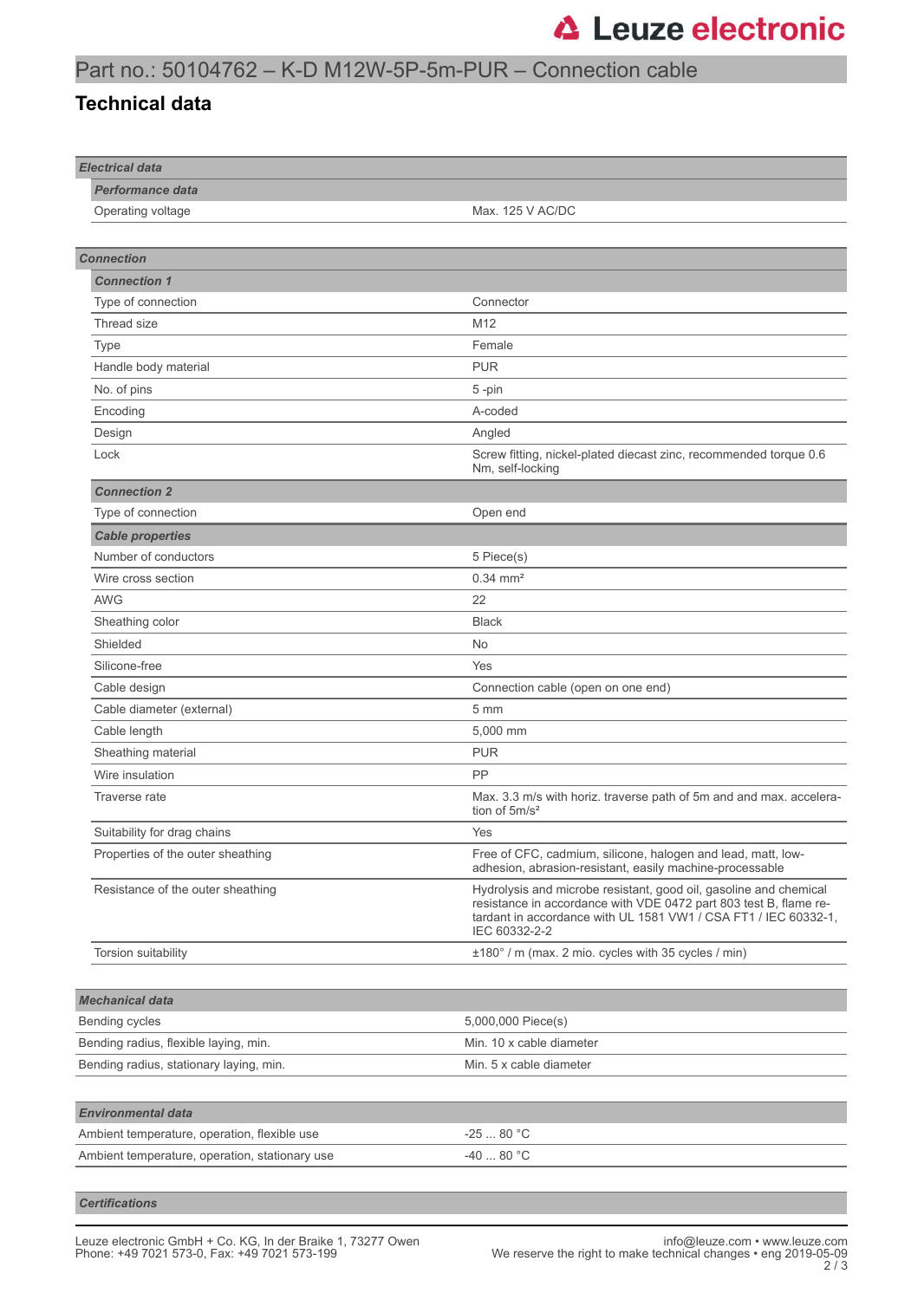# Part no.: 50104762 – K-D M12W-5P-5m-PUR – Connection cable

## Technical data

| Electrical data | |
|---|---|
| ***Performance data*** | |
| Operating voltage | Max. 125 V AC/DC |

| Connection | |
|---|---|
| ***Connection 1*** | |
| Type of connection | Connector |
| Thread size | M12 |
| Type | Female |
| Handle body material | PUR |
| No. of pins | 5 -pin |
| Encoding | A-coded |
| Design | Angled |
| Lock | Screw fitting, nickel-plated diecast zinc, recommended torque 0.6 Nm, self-locking |
| ***Connection 2*** | |
| Type of connection | Open end |
| ***Cable properties*** | |
| Number of conductors | 5 Piece(s) |
| Wire cross section | 0.34 mm² |
| AWG | 22 |
| Sheathing color | Black |
| Shielded | No |
| Silicone-free | Yes |
| Cable design | Connection cable (open on one end) |
| Cable diameter (external) | 5 mm |
| Cable length | 5,000 mm |
| Sheathing material | PUR |
| Wire insulation | PP |
| Traverse rate | Max. 3.3 m/s with horiz. traverse path of 5m and and max. acceleration of 5m/s² |
| Suitability for drag chains | Yes |
| Properties of the outer sheathing | Free of CFC, cadmium, silicone, halogen and lead, matt, low-adhesion, abrasion-resistant, easily machine-processable |
| Resistance of the outer sheathing | Hydrolysis and microbe resistant, good oil, gasoline and chemical resistance in accordance with VDE 0472 part 803 test B, flame retardant in accordance with UL 1581 VW1 / CSA FT1 / IEC 60332-1, IEC 60332-2-2 |
| Torsion suitability | ±180° / m (max. 2 mio. cycles with 35 cycles / min) |

| Mechanical data | |
|---|---|
| Bending cycles | 5,000,000 Piece(s) |
| Bending radius, flexible laying, min. | Min. 10 x cable diameter |
| Bending radius, stationary laying, min. | Min. 5 x cable diameter |

| Environmental data | |
|---|---|
| Ambient temperature, operation, flexible use | -25 ... 80 °C |
| Ambient temperature, operation, stationary use | -40 ... 80 °C |

***Certifications***

Leuze electronic GmbH + Co. KG, In der Braike 1, 73277 Owen
Phone: +49 7021 573-0, Fax: +49 7021 573-199

info@leuze.com • www.leuze.com
We reserve the right to make technical changes • eng 2019-05-09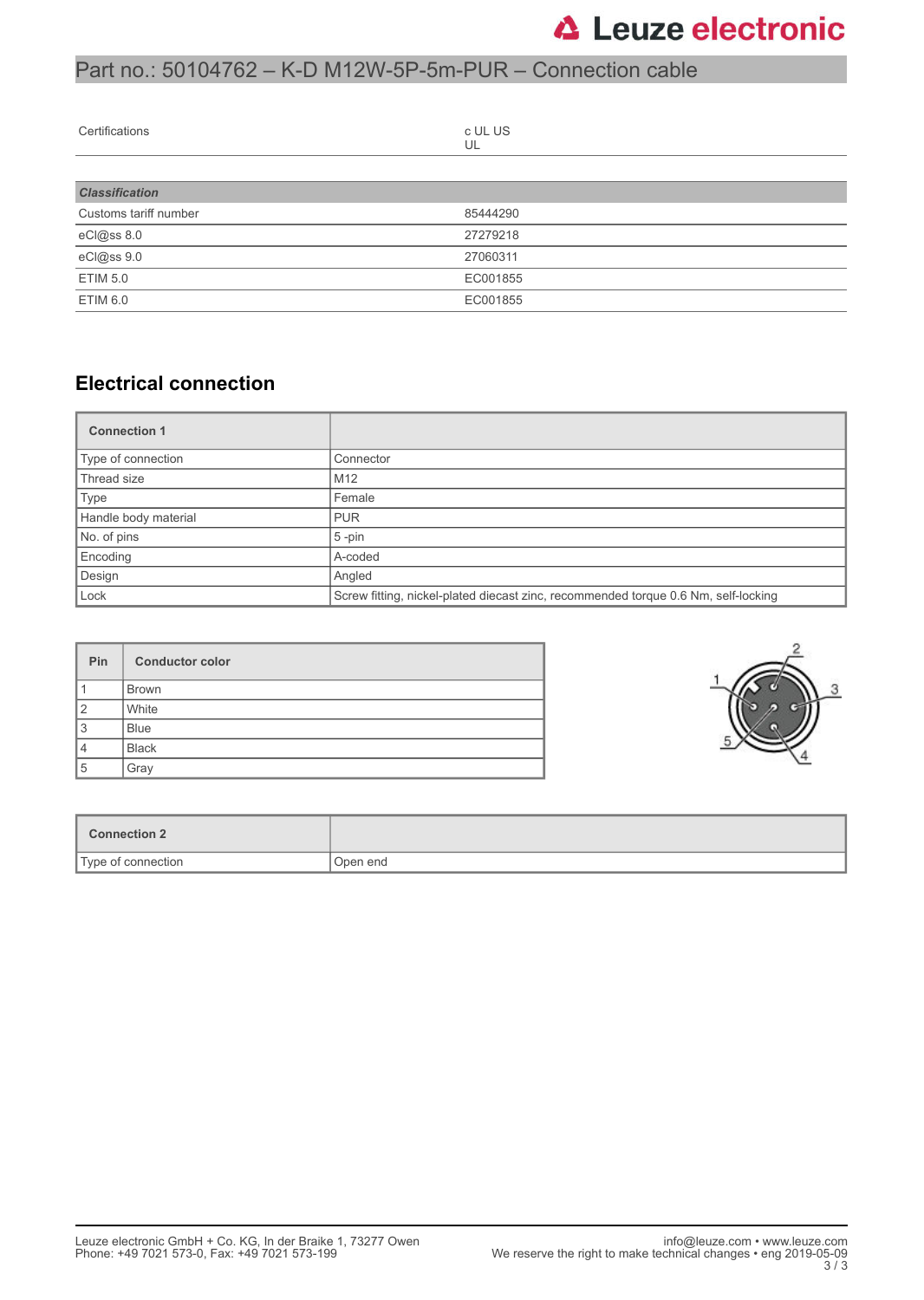# Part no.: 50104762 – K-D M12W-5P-5m-PUR – Connection cable

| | |
|---|---|
| Certifications | c UL US<br>UL |

| *Classification* | |
|---|---|
| Customs tariff number | 85444290 |
| eCl@ss 8.0 | 27279218 |
| eCl@ss 9.0 | 27060311 |
| ETIM 5.0 | EC001855 |
| ETIM 6.0 | EC001855 |

## Electrical connection

| **Connection 1** | |
|---|---|
| Type of connection | Connector |
| Thread size | M12 |
| Type | Female |
| Handle body material | PUR |
| No. of pins | 5 -pin |
| Encoding | A-coded |
| Design | Angled |
| Lock | Screw fitting, nickel-plated diecast zinc, recommended torque 0.6 Nm, self-locking |

| Pin | Conductor color |
|---|---|
| 1 | Brown |
| 2 | White |
| 3 | Blue |
| 4 | Black |
| 5 | Gray |

2
1
3
5
4

| **Connection 2** | |
|---|---|
| Type of connection | Open end |

Leuze electronic GmbH + Co. KG, In der Braike 1, 73277 Owen
Phone: +49 7021 573-0, Fax: +49 7021 573-199

info@leuze.com • www.leuze.com
We reserve the right to make technical changes • eng 2019-05-09